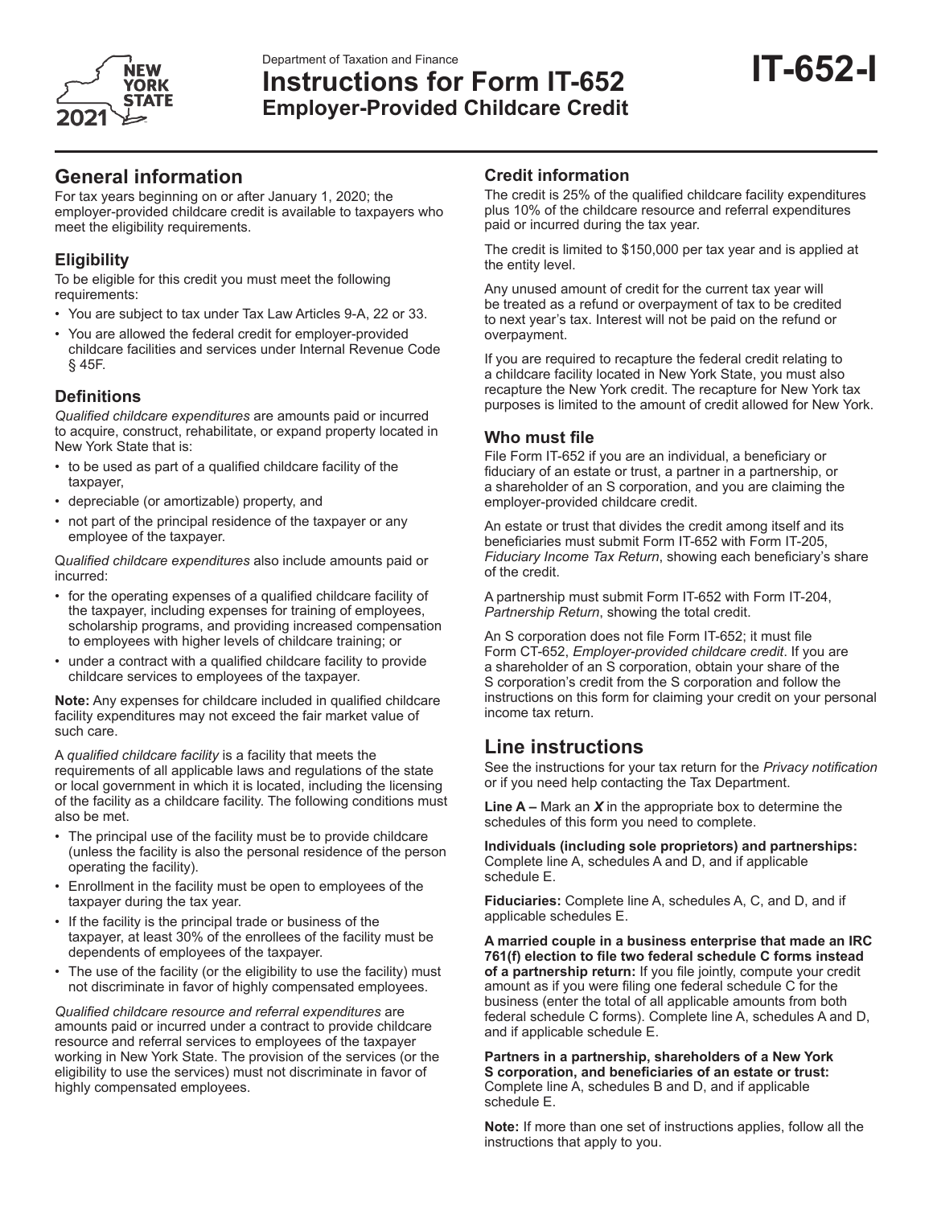Department of Taxation and Finance

# Instructions for Form IT-652 Employer-Provided Childcare Credit

**IT-652-I**

## General information

For tax years beginning on or after January 1, 2020; the employer-provided childcare credit is available to taxpayers who meet the eligibility requirements.

### Eligibility

To be eligible for this credit you must meet the following requirements:

- You are subject to tax under Tax Law Articles 9-A, 22 or 33.
- You are allowed the federal credit for employer-provided childcare facilities and services under Internal Revenue Code § 45F.

### Definitions

*Qualified childcare expenditures* are amounts paid or incurred to acquire, construct, rehabilitate, or expand property located in New York State that is:

- to be used as part of a qualified childcare facility of the taxpayer,
- depreciable (or amortizable) property, and
- not part of the principal residence of the taxpayer or any employee of the taxpayer.

Q*ualified childcare expenditures* also include amounts paid or incurred:

- for the operating expenses of a qualified childcare facility of the taxpayer, including expenses for training of employees, scholarship programs, and providing increased compensation to employees with higher levels of childcare training; or
- under a contract with a qualified childcare facility to provide childcare services to employees of the taxpayer.

**Note:** Any expenses for childcare included in qualified childcare facility expenditures may not exceed the fair market value of such care.

A *qualified childcare facility* is a facility that meets the requirements of all applicable laws and regulations of the state or local government in which it is located, including the licensing of the facility as a childcare facility. The following conditions must also be met.

- The principal use of the facility must be to provide childcare (unless the facility is also the personal residence of the person operating the facility).
- Enrollment in the facility must be open to employees of the taxpayer during the tax year.
- If the facility is the principal trade or business of the taxpayer, at least 30% of the enrollees of the facility must be dependents of employees of the taxpayer.
- The use of the facility (or the eligibility to use the facility) must not discriminate in favor of highly compensated employees.

*Qualified childcare resource and referral expenditures* are amounts paid or incurred under a contract to provide childcare resource and referral services to employees of the taxpayer working in New York State. The provision of the services (or the eligibility to use the services) must not discriminate in favor of highly compensated employees.

### Credit information

The credit is 25% of the qualified childcare facility expenditures plus 10% of the childcare resource and referral expenditures paid or incurred during the tax year.

The credit is limited to $150,000 per tax year and is applied at the entity level.

Any unused amount of credit for the current tax year will be treated as a refund or overpayment of tax to be credited to next year's tax. Interest will not be paid on the refund or overpayment.

If you are required to recapture the federal credit relating to a childcare facility located in New York State, you must also recapture the New York credit. The recapture for New York tax purposes is limited to the amount of credit allowed for New York.

### Who must file

File Form IT-652 if you are an individual, a beneficiary or fiduciary of an estate or trust, a partner in a partnership, or a shareholder of an S corporation, and you are claiming the employer-provided childcare credit.

An estate or trust that divides the credit among itself and its beneficiaries must submit Form IT-652 with Form IT-205, *Fiduciary Income Tax Return*, showing each beneficiary's share of the credit.

A partnership must submit Form IT-652 with Form IT-204, *Partnership Return*, showing the total credit.

An S corporation does not file Form IT-652; it must file Form CT-652, *Employer-provided childcare credit*. If you are a shareholder of an S corporation, obtain your share of the S corporation's credit from the S corporation and follow the instructions on this form for claiming your credit on your personal income tax return.

## Line instructions

See the instructions for your tax return for the *Privacy notification* or if you need help contacting the Tax Department.

**Line A –** Mark an ***X*** in the appropriate box to determine the schedules of this form you need to complete.

**Individuals (including sole proprietors) and partnerships:** Complete line A, schedules A and D, and if applicable schedule E.

**Fiduciaries:** Complete line A, schedules A, C, and D, and if applicable schedules E.

**A married couple in a business enterprise that made an IRC 761(f) election to file two federal schedule C forms instead of a partnership return:** If you file jointly, compute your credit amount as if you were filing one federal schedule C for the business (enter the total of all applicable amounts from both federal schedule C forms). Complete line A, schedules A and D, and if applicable schedule E.

**Partners in a partnership, shareholders of a New York S corporation, and beneficiaries of an estate or trust:** Complete line A, schedules B and D, and if applicable schedule E.

**Note:** If more than one set of instructions applies, follow all the instructions that apply to you.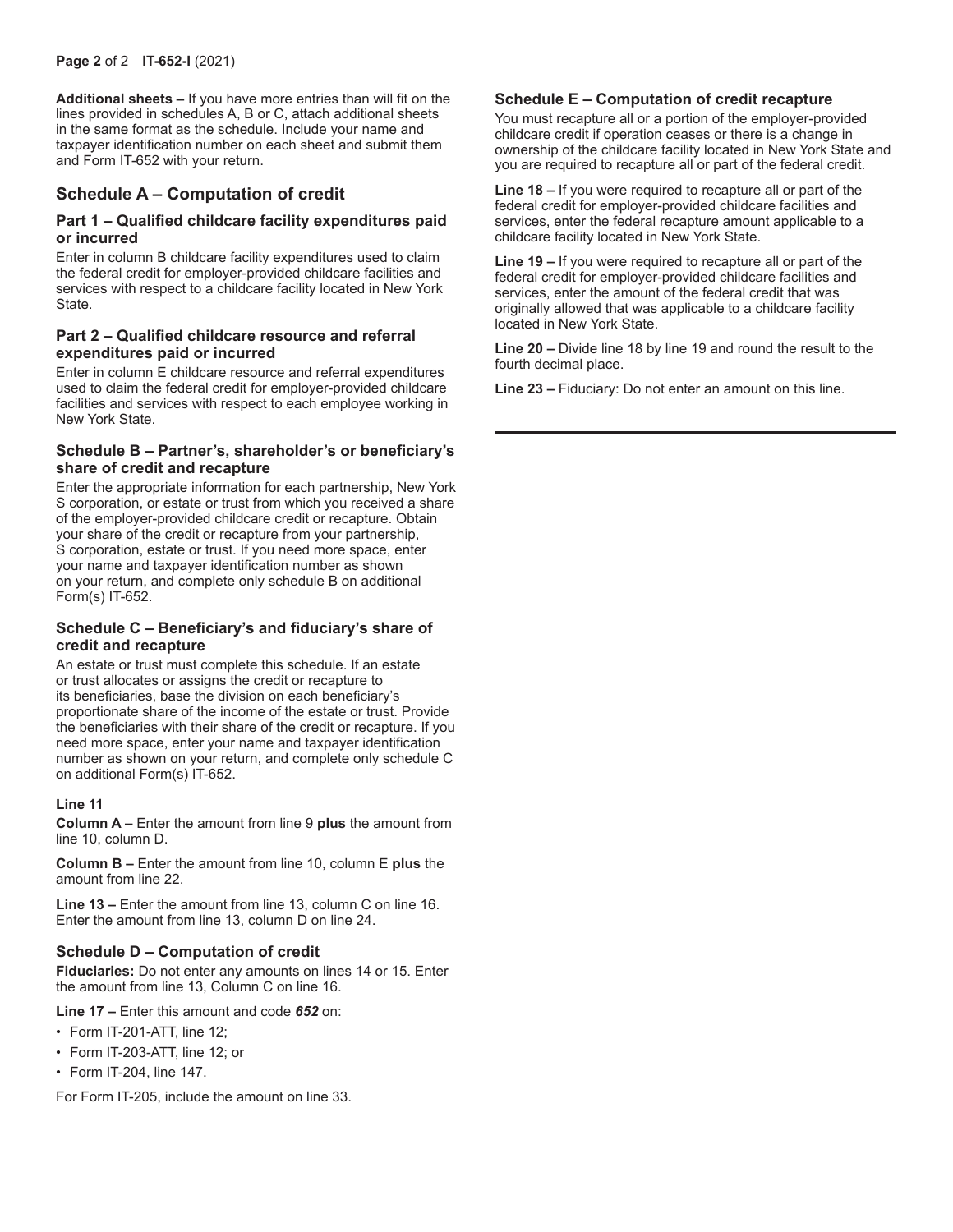**Additional sheets –** If you have more entries than will fit on the lines provided in schedules A, B or C, attach additional sheets in the same format as the schedule. Include your name and taxpayer identification number on each sheet and submit them and Form IT-652 with your return.

## Schedule A – Computation of credit

### Part 1 – Qualified childcare facility expenditures paid or incurred

Enter in column B childcare facility expenditures used to claim the federal credit for employer-provided childcare facilities and services with respect to a childcare facility located in New York State.

### Part 2 – Qualified childcare resource and referral expenditures paid or incurred

Enter in column E childcare resource and referral expenditures used to claim the federal credit for employer-provided childcare facilities and services with respect to each employee working in New York State.

### Schedule B – Partner's, shareholder's or beneficiary's share of credit and recapture

Enter the appropriate information for each partnership, New York S corporation, or estate or trust from which you received a share of the employer-provided childcare credit or recapture. Obtain your share of the credit or recapture from your partnership, S corporation, estate or trust. If you need more space, enter your name and taxpayer identification number as shown on your return, and complete only schedule B on additional Form(s) IT-652.

### Schedule C – Beneficiary's and fiduciary's share of credit and recapture

An estate or trust must complete this schedule. If an estate or trust allocates or assigns the credit or recapture to its beneficiaries, base the division on each beneficiary's proportionate share of the income of the estate or trust. Provide the beneficiaries with their share of the credit or recapture. If you need more space, enter your name and taxpayer identification number as shown on your return, and complete only schedule C on additional Form(s) IT-652.

**Line 11**

**Column A –** Enter the amount from line 9 **plus** the amount from line 10, column D.

**Column B –** Enter the amount from line 10, column E **plus** the amount from line 22.

**Line 13 –** Enter the amount from line 13, column C on line 16. Enter the amount from line 13, column D on line 24.

### Schedule D – Computation of credit

**Fiduciaries:** Do not enter any amounts on lines 14 or 15. Enter the amount from line 13, Column C on line 16.

**Line 17 –** Enter this amount and code ***652*** on:

- Form IT-201-ATT, line 12;
- Form IT-203-ATT, line 12; or
- Form IT-204, line 147.

For Form IT-205, include the amount on line 33.

### Schedule E – Computation of credit recapture

You must recapture all or a portion of the employer-provided childcare credit if operation ceases or there is a change in ownership of the childcare facility located in New York State and you are required to recapture all or part of the federal credit.

**Line 18 –** If you were required to recapture all or part of the federal credit for employer-provided childcare facilities and services, enter the federal recapture amount applicable to a childcare facility located in New York State.

**Line 19 –** If you were required to recapture all or part of the federal credit for employer-provided childcare facilities and services, enter the amount of the federal credit that was originally allowed that was applicable to a childcare facility located in New York State.

**Line 20 –** Divide line 18 by line 19 and round the result to the fourth decimal place.

**Line 23 –** Fiduciary: Do not enter an amount on this line.